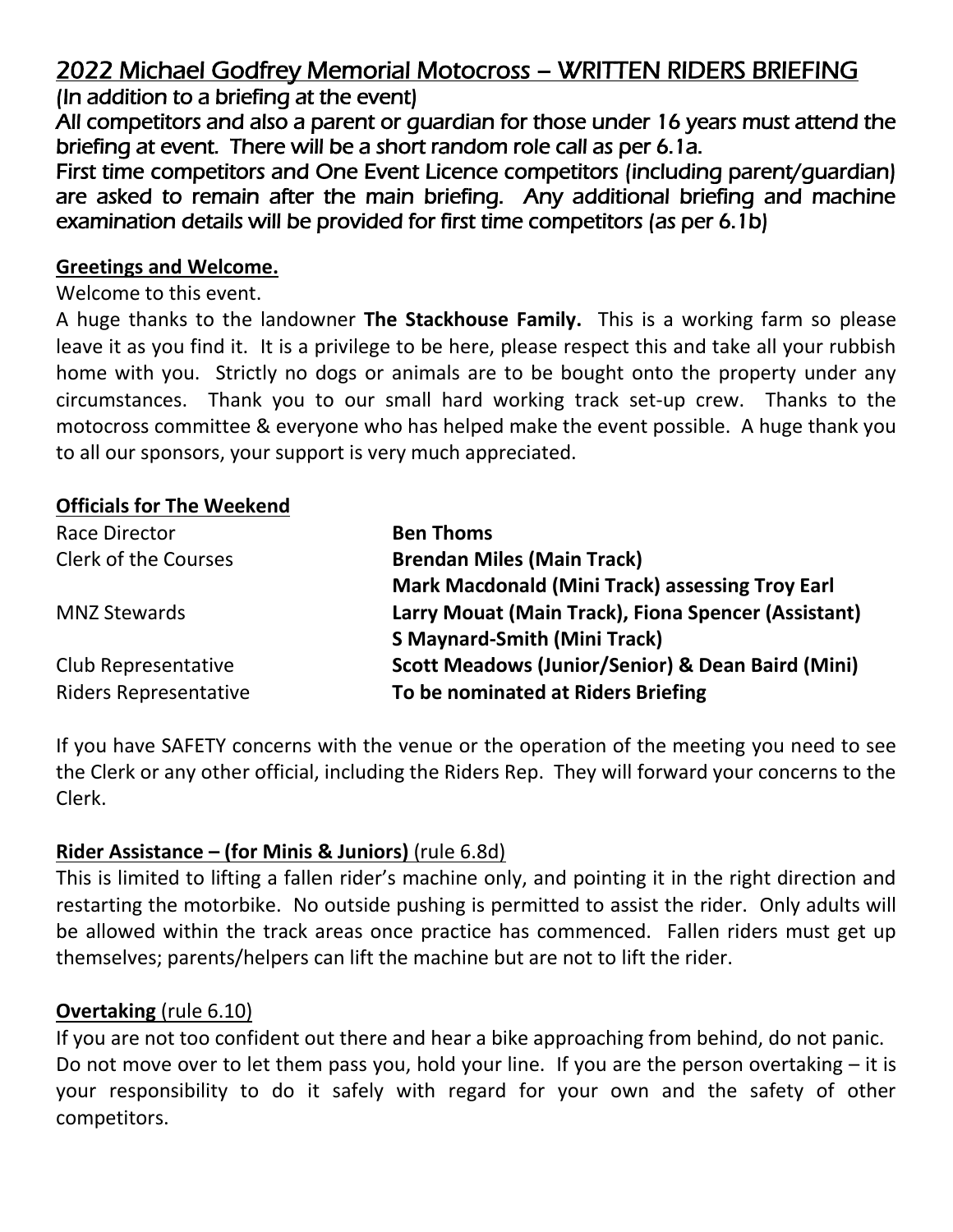# 2022 Michael Godfrey Memorial Motocross – WRITTEN RIDERS BRIEFING

(In addition to a briefing at the event)

All competitors and also a parent or guardian for those under 16 years must attend the briefing at event. There will be a short random role call as per 6.1a.

First time competitors and One Event Licence competitors (including parent/guardian) are asked to remain after the main briefing. Any additional briefing and machine examination details will be provided for first time competitors (as per 6.1b)

## Greetings and Welcome.

Welcome to this event.

A huge thanks to the landowner **The Stackhouse Family.** This is a working farm so please leave it as you find it. It is a privilege to be here, please respect this and take all your rubbish home with you. Strictly no dogs or animals are to be bought onto the property under any circumstances. Thank you to our small hard working track set-up crew. Thanks to the motocross committee & everyone who has helped make the event possible. A huge thank you to all our sponsors, your support is very much appreciated.

## Officials for The Weekend

| | |
|---|---|
| Race Director | **Ben Thoms** |
| Clerk of the Courses | **Brendan Miles (Main Track)** |
| | **Mark Macdonald (Mini Track) assessing Troy Earl** |
| MNZ Stewards | **Larry Mouat (Main Track), Fiona Spencer (Assistant)** |
| | **S Maynard-Smith (Mini Track)** |
| Club Representative | **Scott Meadows (Junior/Senior) & Dean Baird (Mini)** |
| Riders Representative | **To be nominated at Riders Briefing** |

If you have SAFETY concerns with the venue or the operation of the meeting you need to see the Clerk or any other official, including the Riders Rep. They will forward your concerns to the Clerk.

## Rider Assistance – (for Minis & Juniors) (rule 6.8d)

This is limited to lifting a fallen rider's machine only, and pointing it in the right direction and restarting the motorbike. No outside pushing is permitted to assist the rider. Only adults will be allowed within the track areas once practice has commenced. Fallen riders must get up themselves; parents/helpers can lift the machine but are not to lift the rider.

## Overtaking (rule 6.10)

If you are not too confident out there and hear a bike approaching from behind, do not panic. Do not move over to let them pass you, hold your line. If you are the person overtaking – it is your responsibility to do it safely with regard for your own and the safety of other competitors.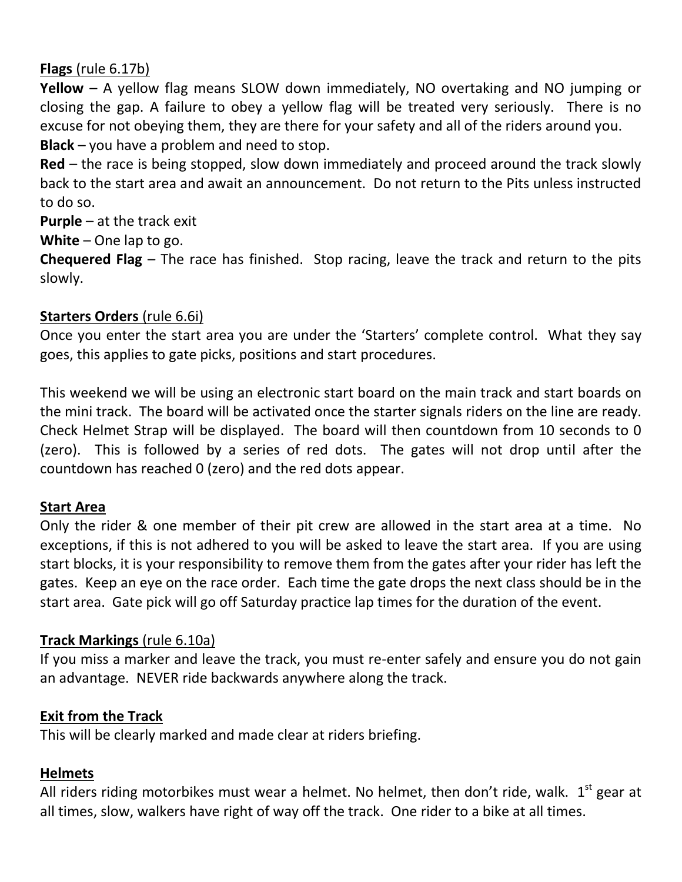**Flags** (rule 6.17b)

**Yellow** – A yellow flag means SLOW down immediately, NO overtaking and NO jumping or closing the gap. A failure to obey a yellow flag will be treated very seriously. There is no excuse for not obeying them, they are there for your safety and all of the riders around you.

**Black** – you have a problem and need to stop.

**Red** – the race is being stopped, slow down immediately and proceed around the track slowly back to the start area and await an announcement. Do not return to the Pits unless instructed to do so.

**Purple** – at the track exit

**White** – One lap to go.

**Chequered Flag** – The race has finished. Stop racing, leave the track and return to the pits slowly.

**Starters Orders** (rule 6.6i)

Once you enter the start area you are under the 'Starters' complete control. What they say goes, this applies to gate picks, positions and start procedures.

This weekend we will be using an electronic start board on the main track and start boards on the mini track. The board will be activated once the starter signals riders on the line are ready. Check Helmet Strap will be displayed. The board will then countdown from 10 seconds to 0 (zero). This is followed by a series of red dots. The gates will not drop until after the countdown has reached 0 (zero) and the red dots appear.

**Start Area**

Only the rider & one member of their pit crew are allowed in the start area at a time. No exceptions, if this is not adhered to you will be asked to leave the start area. If you are using start blocks, it is your responsibility to remove them from the gates after your rider has left the gates. Keep an eye on the race order. Each time the gate drops the next class should be in the start area. Gate pick will go off Saturday practice lap times for the duration of the event.

**Track Markings** (rule 6.10a)

If you miss a marker and leave the track, you must re-enter safely and ensure you do not gain an advantage. NEVER ride backwards anywhere along the track.

**Exit from the Track**

This will be clearly marked and made clear at riders briefing.

**Helmets**

All riders riding motorbikes must wear a helmet. No helmet, then don't ride, walk. 1st gear at all times, slow, walkers have right of way off the track. One rider to a bike at all times.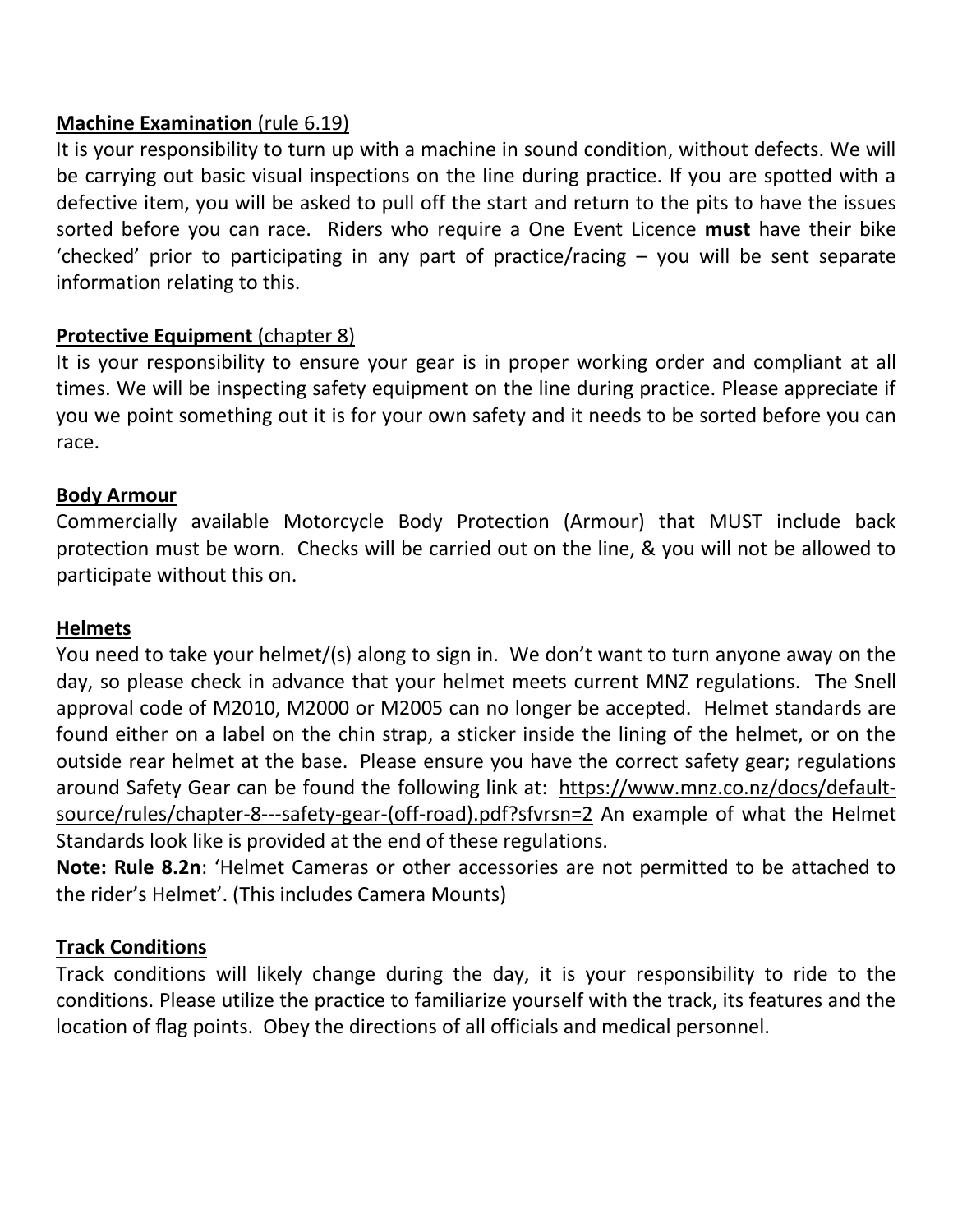**Machine Examination** (rule 6.19)

It is your responsibility to turn up with a machine in sound condition, without defects. We will be carrying out basic visual inspections on the line during practice. If you are spotted with a defective item, you will be asked to pull off the start and return to the pits to have the issues sorted before you can race. Riders who require a One Event Licence **must** have their bike 'checked' prior to participating in any part of practice/racing – you will be sent separate information relating to this.

**Protective Equipment** (chapter 8)

It is your responsibility to ensure your gear is in proper working order and compliant at all times. We will be inspecting safety equipment on the line during practice. Please appreciate if you we point something out it is for your own safety and it needs to be sorted before you can race.

**Body Armour**

Commercially available Motorcycle Body Protection (Armour) that MUST include back protection must be worn. Checks will be carried out on the line, & you will not be allowed to participate without this on.

**Helmets**

You need to take your helmet/(s) along to sign in. We don't want to turn anyone away on the day, so please check in advance that your helmet meets current MNZ regulations. The Snell approval code of M2010, M2000 or M2005 can no longer be accepted. Helmet standards are found either on a label on the chin strap, a sticker inside the lining of the helmet, or on the outside rear helmet at the base. Please ensure you have the correct safety gear; regulations around Safety Gear can be found the following link at: https://www.mnz.co.nz/docs/default-source/rules/chapter-8---safety-gear-(off-road).pdf?sfvrsn=2 An example of what the Helmet Standards look like is provided at the end of these regulations.

**Note: Rule 8.2n**: 'Helmet Cameras or other accessories are not permitted to be attached to the rider's Helmet'. (This includes Camera Mounts)

**Track Conditions**

Track conditions will likely change during the day, it is your responsibility to ride to the conditions. Please utilize the practice to familiarize yourself with the track, its features and the location of flag points. Obey the directions of all officials and medical personnel.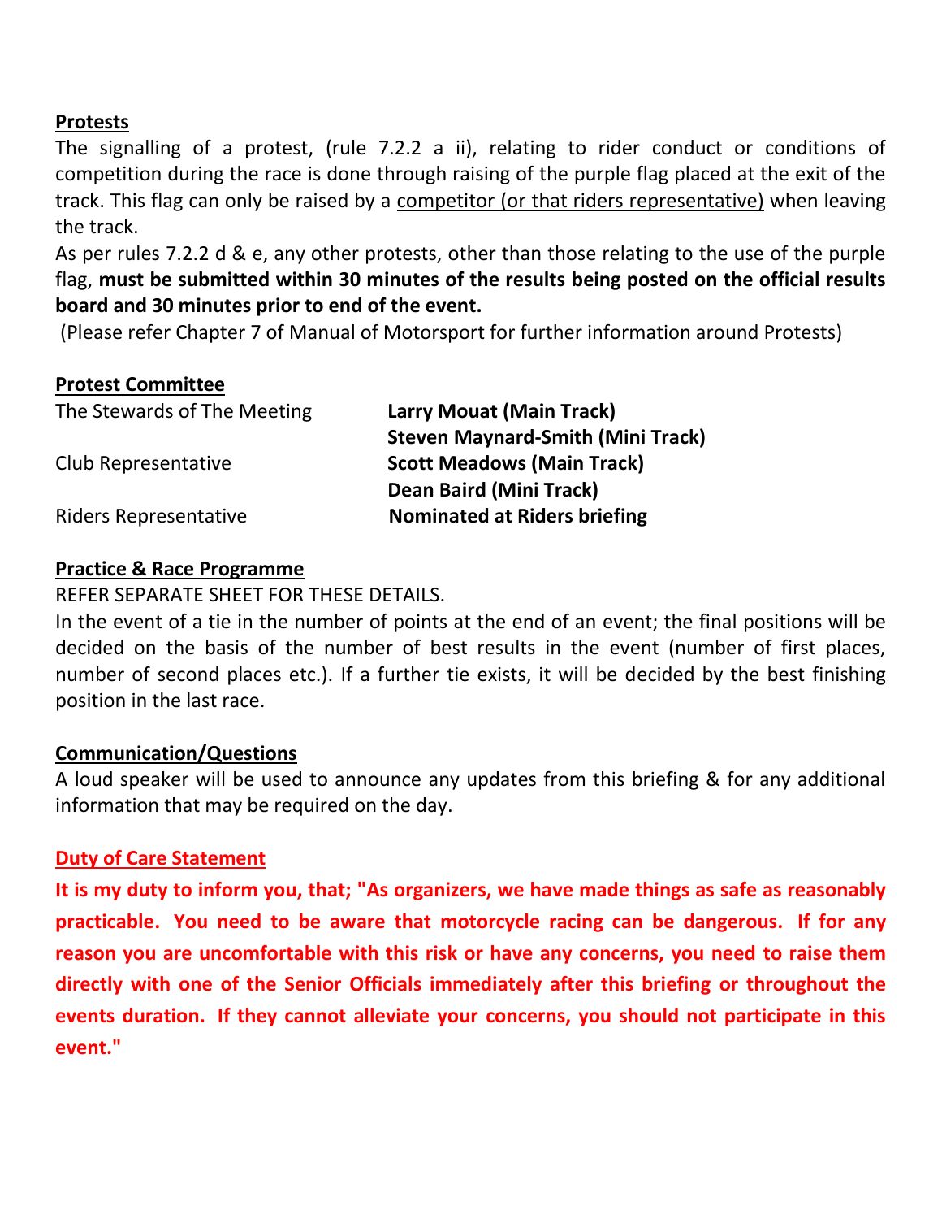## Protests

The signalling of a protest, (rule 7.2.2 a ii), relating to rider conduct or conditions of competition during the race is done through raising of the purple flag placed at the exit of the track. This flag can only be raised by a <u>competitor (or that riders representative)</u> when leaving the track.

As per rules 7.2.2 d & e, any other protests, other than those relating to the use of the purple flag, **must be submitted within 30 minutes of the results being posted on the official results board and 30 minutes prior to end of the event.**

(Please refer Chapter 7 of Manual of Motorsport for further information around Protests)

## Protest Committee

| | |
|---|---|
| The Stewards of The Meeting | **Larry Mouat (Main Track)** |
| | **Steven Maynard-Smith (Mini Track)** |
| Club Representative | **Scott Meadows (Main Track)** |
| | **Dean Baird (Mini Track)** |
| Riders Representative | **Nominated at Riders briefing** |

## Practice & Race Programme

REFER SEPARATE SHEET FOR THESE DETAILS.

In the event of a tie in the number of points at the end of an event; the final positions will be decided on the basis of the number of best results in the event (number of first places, number of second places etc.). If a further tie exists, it will be decided by the best finishing position in the last race.

## Communication/Questions

A loud speaker will be used to announce any updates from this briefing & for any additional information that may be required on the day.

## Duty of Care Statement

**It is my duty to inform you, that; "As organizers, we have made things as safe as reasonably practicable. You need to be aware that motorcycle racing can be dangerous. If for any reason you are uncomfortable with this risk or have any concerns, you need to raise them directly with one of the Senior Officials immediately after this briefing or throughout the events duration. If they cannot alleviate your concerns, you should not participate in this event."**